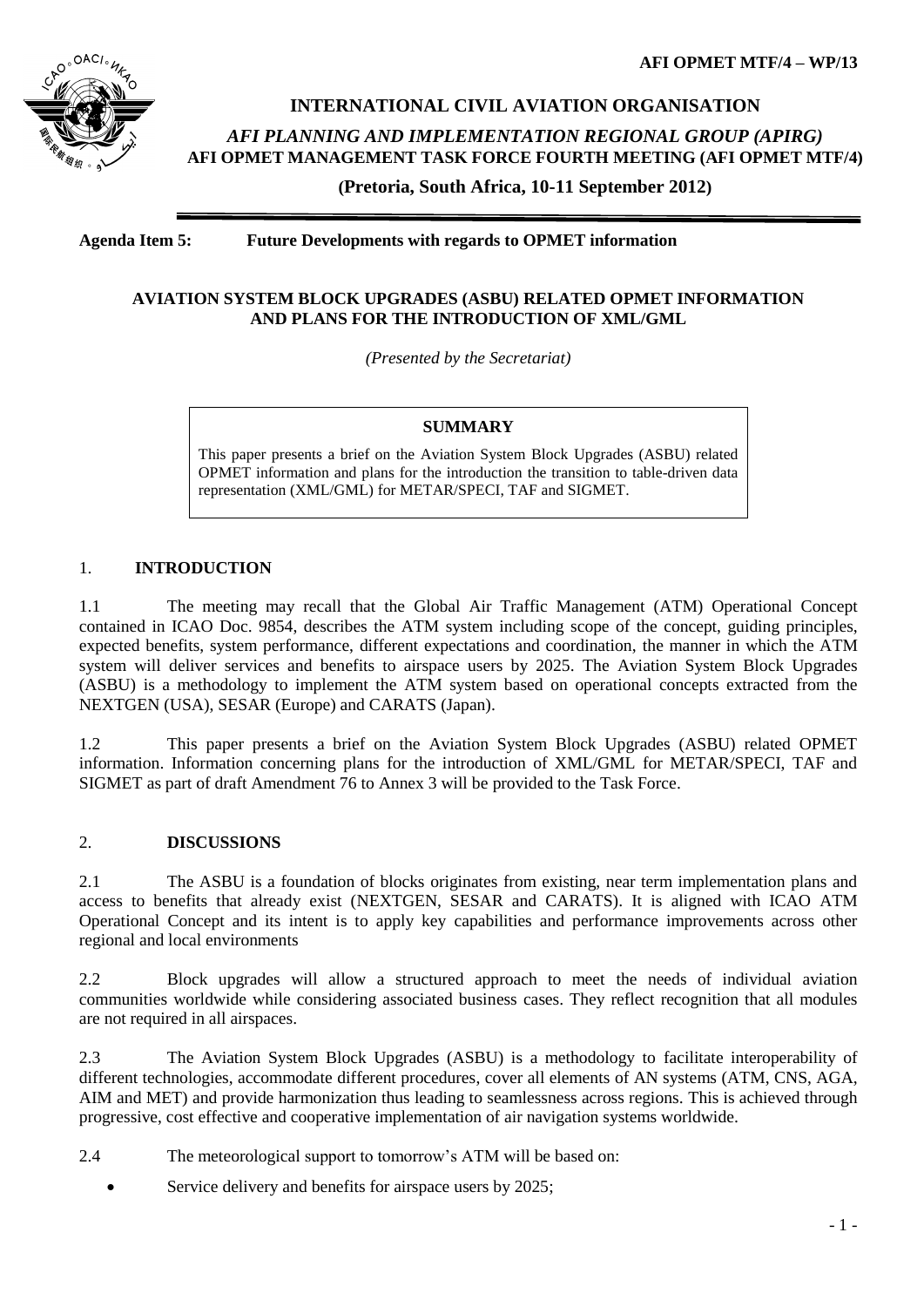**AFI OPMET MTF/4 – WP/13**

# INTERNATIONAL CIVIL AVIATION ORGANISATION

*AFI PLANNING AND IMPLEMENTATION REGIONAL GROUP (APIRG)*

**AFI OPMET MANAGEMENT TASK FORCE FOURTH MEETING (AFI OPMET MTF/4)**

**(Pretoria, South Africa, 10-11 September 2012)**

---

**Agenda Item 5: Future Developments with regards to OPMET information**

## AVIATION SYSTEM BLOCK UPGRADES (ASBU) RELATED OPMET INFORMATION AND PLANS FOR THE INTRODUCTION OF XML/GML

*(Presented by the Secretariat)*

**SUMMARY**

This paper presents a brief on the Aviation System Block Upgrades (ASBU) related OPMET information and plans for the introduction the transition to table-driven data representation (XML/GML) for METAR/SPECI, TAF and SIGMET.

## 1. INTRODUCTION

1.1 The meeting may recall that the Global Air Traffic Management (ATM) Operational Concept contained in ICAO Doc. 9854, describes the ATM system including scope of the concept, guiding principles, expected benefits, system performance, different expectations and coordination, the manner in which the ATM system will deliver services and benefits to airspace users by 2025. The Aviation System Block Upgrades (ASBU) is a methodology to implement the ATM system based on operational concepts extracted from the NEXTGEN (USA), SESAR (Europe) and CARATS (Japan).

1.2 This paper presents a brief on the Aviation System Block Upgrades (ASBU) related OPMET information. Information concerning plans for the introduction of XML/GML for METAR/SPECI, TAF and SIGMET as part of draft Amendment 76 to Annex 3 will be provided to the Task Force.

## 2. DISCUSSIONS

2.1 The ASBU is a foundation of blocks originates from existing, near term implementation plans and access to benefits that already exist (NEXTGEN, SESAR and CARATS). It is aligned with ICAO ATM Operational Concept and its intent is to apply key capabilities and performance improvements across other regional and local environments

2.2 Block upgrades will allow a structured approach to meet the needs of individual aviation communities worldwide while considering associated business cases. They reflect recognition that all modules are not required in all airspaces.

2.3 The Aviation System Block Upgrades (ASBU) is a methodology to facilitate interoperability of different technologies, accommodate different procedures, cover all elements of AN systems (ATM, CNS, AGA, AIM and MET) and provide harmonization thus leading to seamlessness across regions. This is achieved through progressive, cost effective and cooperative implementation of air navigation systems worldwide.

2.4 The meteorological support to tomorrow's ATM will be based on:

- Service delivery and benefits for airspace users by 2025;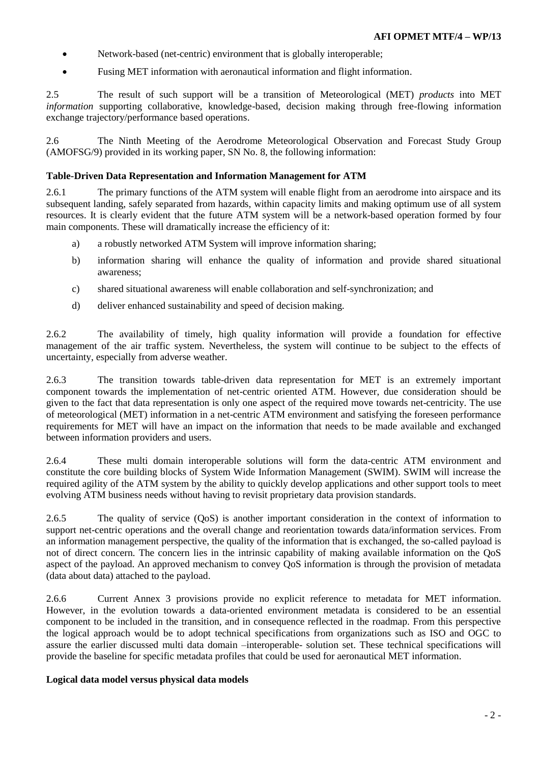- Network-based (net-centric) environment that is globally interoperable;
- Fusing MET information with aeronautical information and flight information.

2.5 The result of such support will be a transition of Meteorological (MET) *products* into MET *information* supporting collaborative, knowledge-based, decision making through free-flowing information exchange trajectory/performance based operations.

2.6 The Ninth Meeting of the Aerodrome Meteorological Observation and Forecast Study Group (AMOFSG/9) provided in its working paper, SN No. 8, the following information:

**Table-Driven Data Representation and Information Management for ATM**

2.6.1 The primary functions of the ATM system will enable flight from an aerodrome into airspace and its subsequent landing, safely separated from hazards, within capacity limits and making optimum use of all system resources. It is clearly evident that the future ATM system will be a network-based operation formed by four main components. These will dramatically increase the efficiency of it:

a) a robustly networked ATM System will improve information sharing;

b) information sharing will enhance the quality of information and provide shared situational awareness;

c) shared situational awareness will enable collaboration and self-synchronization; and

d) deliver enhanced sustainability and speed of decision making.

2.6.2 The availability of timely, high quality information will provide a foundation for effective management of the air traffic system. Nevertheless, the system will continue to be subject to the effects of uncertainty, especially from adverse weather.

2.6.3 The transition towards table-driven data representation for MET is an extremely important component towards the implementation of net-centric oriented ATM. However, due consideration should be given to the fact that data representation is only one aspect of the required move towards net-centricity. The use of meteorological (MET) information in a net-centric ATM environment and satisfying the foreseen performance requirements for MET will have an impact on the information that needs to be made available and exchanged between information providers and users.

2.6.4 These multi domain interoperable solutions will form the data-centric ATM environment and constitute the core building blocks of System Wide Information Management (SWIM). SWIM will increase the required agility of the ATM system by the ability to quickly develop applications and other support tools to meet evolving ATM business needs without having to revisit proprietary data provision standards.

2.6.5 The quality of service (QoS) is another important consideration in the context of information to support net-centric operations and the overall change and reorientation towards data/information services. From an information management perspective, the quality of the information that is exchanged, the so-called payload is not of direct concern. The concern lies in the intrinsic capability of making available information on the QoS aspect of the payload. An approved mechanism to convey QoS information is through the provision of metadata (data about data) attached to the payload.

2.6.6 Current Annex 3 provisions provide no explicit reference to metadata for MET information. However, in the evolution towards a data-oriented environment metadata is considered to be an essential component to be included in the transition, and in consequence reflected in the roadmap. From this perspective the logical approach would be to adopt technical specifications from organizations such as ISO and OGC to assure the earlier discussed multi data domain –interoperable- solution set. These technical specifications will provide the baseline for specific metadata profiles that could be used for aeronautical MET information.

**Logical data model versus physical data models**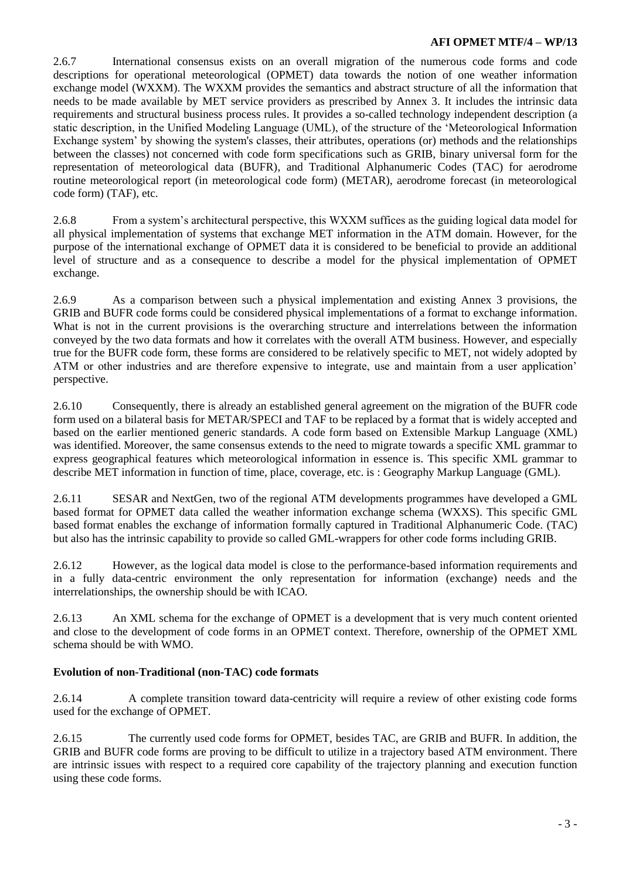2.6.7 International consensus exists on an overall migration of the numerous code forms and code descriptions for operational meteorological (OPMET) data towards the notion of one weather information exchange model (WXXM). The WXXM provides the semantics and abstract structure of all the information that needs to be made available by MET service providers as prescribed by Annex 3. It includes the intrinsic data requirements and structural business process rules. It provides a so-called technology independent description (a static description, in the Unified Modeling Language (UML), of the structure of the 'Meteorological Information Exchange system' by showing the system's classes, their attributes, operations (or) methods and the relationships between the classes) not concerned with code form specifications such as GRIB, binary universal form for the representation of meteorological data (BUFR), and Traditional Alphanumeric Codes (TAC) for aerodrome routine meteorological report (in meteorological code form) (METAR), aerodrome forecast (in meteorological code form) (TAF), etc.

2.6.8 From a system's architectural perspective, this WXXM suffices as the guiding logical data model for all physical implementation of systems that exchange MET information in the ATM domain. However, for the purpose of the international exchange of OPMET data it is considered to be beneficial to provide an additional level of structure and as a consequence to describe a model for the physical implementation of OPMET exchange.

2.6.9 As a comparison between such a physical implementation and existing Annex 3 provisions, the GRIB and BUFR code forms could be considered physical implementations of a format to exchange information. What is not in the current provisions is the overarching structure and interrelations between the information conveyed by the two data formats and how it correlates with the overall ATM business. However, and especially true for the BUFR code form, these forms are considered to be relatively specific to MET, not widely adopted by ATM or other industries and are therefore expensive to integrate, use and maintain from a user application' perspective.

2.6.10 Consequently, there is already an established general agreement on the migration of the BUFR code form used on a bilateral basis for METAR/SPECI and TAF to be replaced by a format that is widely accepted and based on the earlier mentioned generic standards. A code form based on Extensible Markup Language (XML) was identified. Moreover, the same consensus extends to the need to migrate towards a specific XML grammar to express geographical features which meteorological information in essence is. This specific XML grammar to describe MET information in function of time, place, coverage, etc. is : Geography Markup Language (GML).

2.6.11 SESAR and NextGen, two of the regional ATM developments programmes have developed a GML based format for OPMET data called the weather information exchange schema (WXXS). This specific GML based format enables the exchange of information formally captured in Traditional Alphanumeric Code. (TAC) but also has the intrinsic capability to provide so called GML-wrappers for other code forms including GRIB.

2.6.12 However, as the logical data model is close to the performance-based information requirements and in a fully data-centric environment the only representation for information (exchange) needs and the interrelationships, the ownership should be with ICAO.

2.6.13 An XML schema for the exchange of OPMET is a development that is very much content oriented and close to the development of code forms in an OPMET context. Therefore, ownership of the OPMET XML schema should be with WMO.

**Evolution of non-Traditional (non-TAC) code formats**

2.6.14 A complete transition toward data-centricity will require a review of other existing code forms used for the exchange of OPMET.

2.6.15 The currently used code forms for OPMET, besides TAC, are GRIB and BUFR. In addition, the GRIB and BUFR code forms are proving to be difficult to utilize in a trajectory based ATM environment. There are intrinsic issues with respect to a required core capability of the trajectory planning and execution function using these code forms.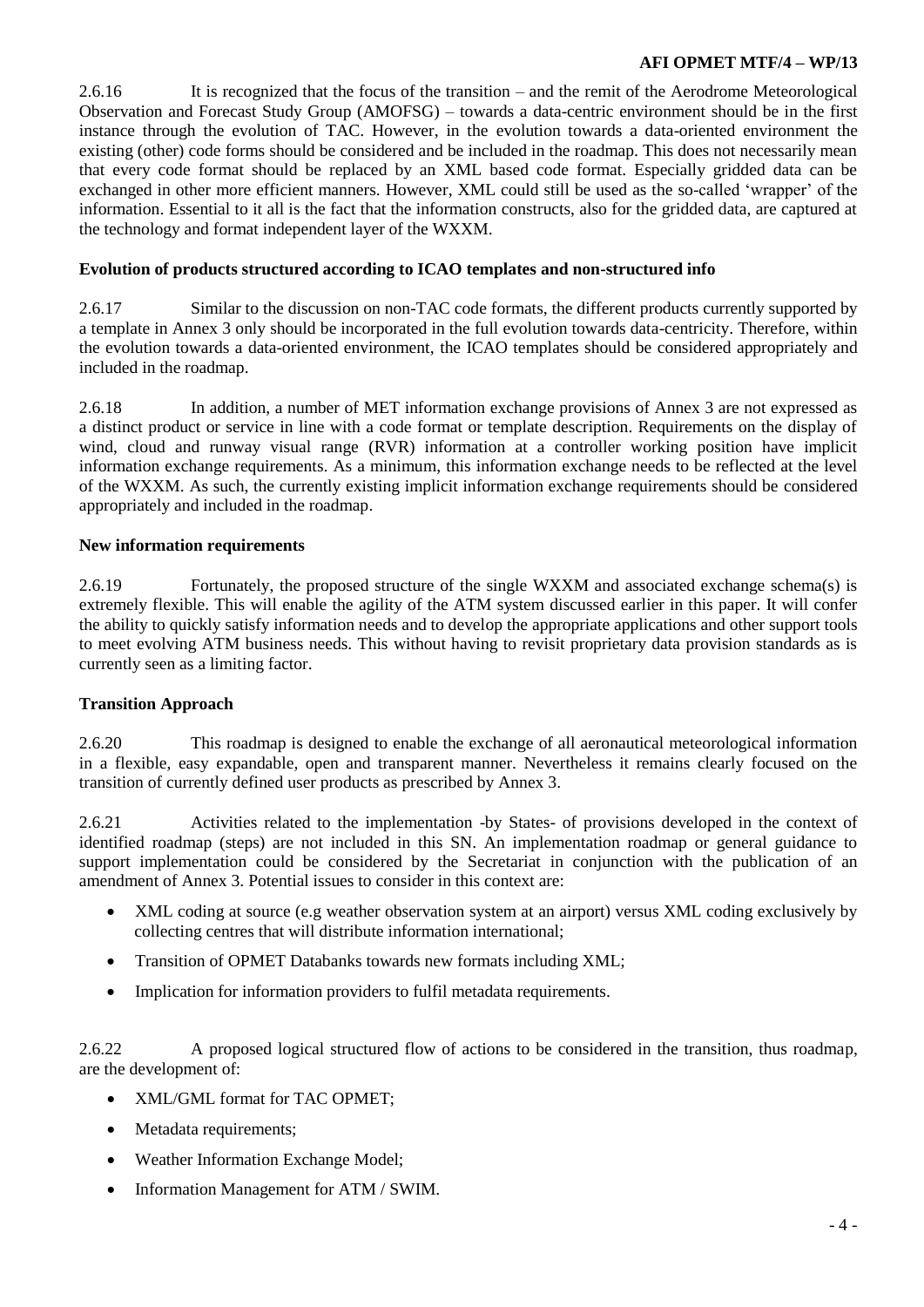2.6.16 It is recognized that the focus of the transition – and the remit of the Aerodrome Meteorological Observation and Forecast Study Group (AMOFSG) – towards a data-centric environment should be in the first instance through the evolution of TAC. However, in the evolution towards a data-oriented environment the existing (other) code forms should be considered and be included in the roadmap. This does not necessarily mean that every code format should be replaced by an XML based code format. Especially gridded data can be exchanged in other more efficient manners. However, XML could still be used as the so-called 'wrapper' of the information. Essential to it all is the fact that the information constructs, also for the gridded data, are captured at the technology and format independent layer of the WXXM.

**Evolution of products structured according to ICAO templates and non-structured info**

2.6.17 Similar to the discussion on non-TAC code formats, the different products currently supported by a template in Annex 3 only should be incorporated in the full evolution towards data-centricity. Therefore, within the evolution towards a data-oriented environment, the ICAO templates should be considered appropriately and included in the roadmap.

2.6.18 In addition, a number of MET information exchange provisions of Annex 3 are not expressed as a distinct product or service in line with a code format or template description. Requirements on the display of wind, cloud and runway visual range (RVR) information at a controller working position have implicit information exchange requirements. As a minimum, this information exchange needs to be reflected at the level of the WXXM. As such, the currently existing implicit information exchange requirements should be considered appropriately and included in the roadmap.

**New information requirements**

2.6.19 Fortunately, the proposed structure of the single WXXM and associated exchange schema(s) is extremely flexible. This will enable the agility of the ATM system discussed earlier in this paper. It will confer the ability to quickly satisfy information needs and to develop the appropriate applications and other support tools to meet evolving ATM business needs. This without having to revisit proprietary data provision standards as is currently seen as a limiting factor.

**Transition Approach**

2.6.20 This roadmap is designed to enable the exchange of all aeronautical meteorological information in a flexible, easy expandable, open and transparent manner. Nevertheless it remains clearly focused on the transition of currently defined user products as prescribed by Annex 3.

2.6.21 Activities related to the implementation -by States- of provisions developed in the context of identified roadmap (steps) are not included in this SN. An implementation roadmap or general guidance to support implementation could be considered by the Secretariat in conjunction with the publication of an amendment of Annex 3. Potential issues to consider in this context are:

- XML coding at source (e.g weather observation system at an airport) versus XML coding exclusively by collecting centres that will distribute information international;
- Transition of OPMET Databanks towards new formats including XML;
- Implication for information providers to fulfil metadata requirements.

2.6.22 A proposed logical structured flow of actions to be considered in the transition, thus roadmap, are the development of:

- XML/GML format for TAC OPMET;
- Metadata requirements;
- Weather Information Exchange Model;
- Information Management for ATM / SWIM.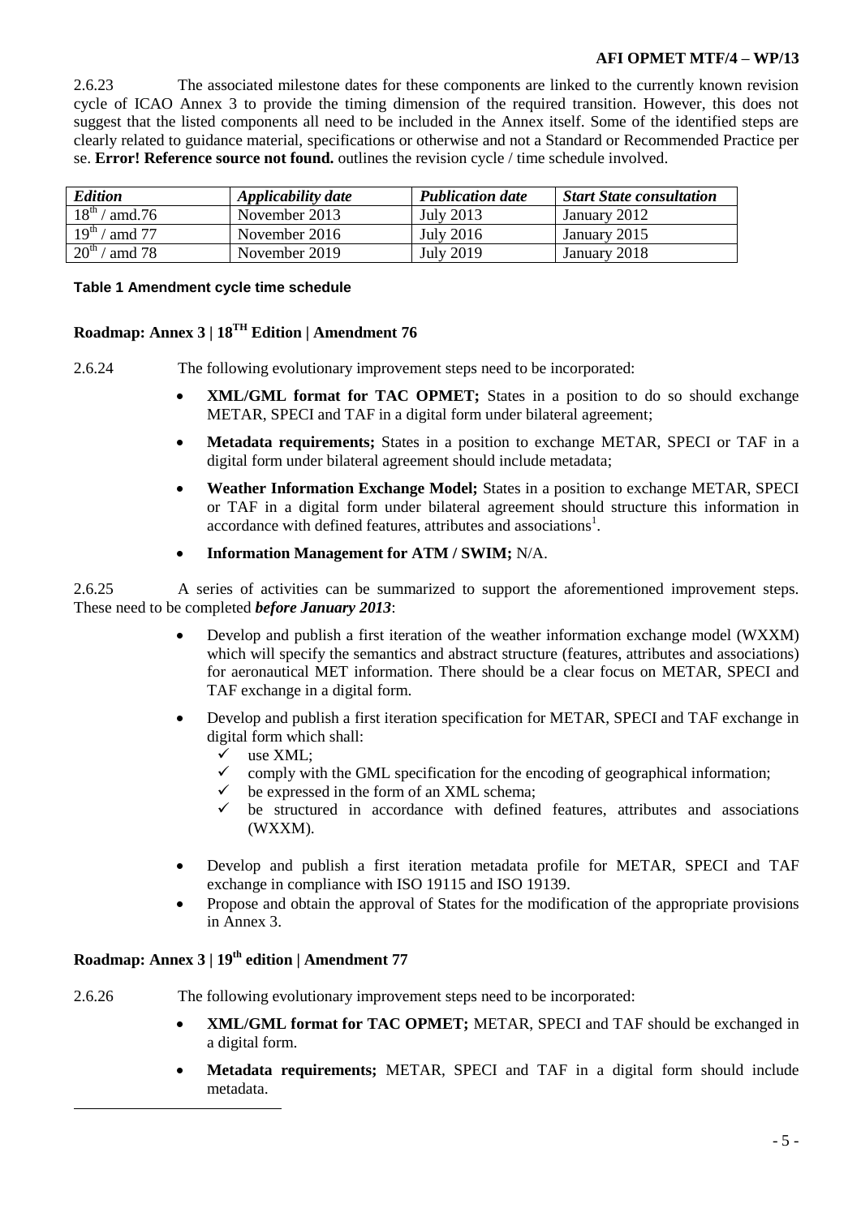2.6.23 The associated milestone dates for these components are linked to the currently known revision cycle of ICAO Annex 3 to provide the timing dimension of the required transition. However, this does not suggest that the listed components all need to be included in the Annex itself. Some of the identified steps are clearly related to guidance material, specifications or otherwise and not a Standard or Recommended Practice per se. **Error! Reference source not found.** outlines the revision cycle / time schedule involved.

| *Edition* | *Applicability date* | *Publication date* | *Start State consultation* |
|---|---|---|---|
| 18th / amd.76 | November 2013 | July 2013 | January 2012 |
| 19th / amd 77 | November 2016 | July 2016 | January 2015 |
| 20th / amd 78 | November 2019 | July 2019 | January 2018 |

**Table 1 Amendment cycle time schedule**

### Roadmap: Annex 3 | 18TH Edition | Amendment 76

2.6.24 The following evolutionary improvement steps need to be incorporated:

- **XML/GML format for TAC OPMET;** States in a position to do so should exchange METAR, SPECI and TAF in a digital form under bilateral agreement;
- **Metadata requirements;** States in a position to exchange METAR, SPECI or TAF in a digital form under bilateral agreement should include metadata;
- **Weather Information Exchange Model;** States in a position to exchange METAR, SPECI or TAF in a digital form under bilateral agreement should structure this information in accordance with defined features, attributes and associations[1].
- **Information Management for ATM / SWIM;** N/A.

2.6.25 A series of activities can be summarized to support the aforementioned improvement steps. These need to be completed ***before January 2013***:

- Develop and publish a first iteration of the weather information exchange model (WXXM) which will specify the semantics and abstract structure (features, attributes and associations) for aeronautical MET information. There should be a clear focus on METAR, SPECI and TAF exchange in a digital form.
- Develop and publish a first iteration specification for METAR, SPECI and TAF exchange in digital form which shall:
  - ✓ use XML;
  - ✓ comply with the GML specification for the encoding of geographical information;
  - ✓ be expressed in the form of an XML schema;
  - ✓ be structured in accordance with defined features, attributes and associations (WXXM).
- Develop and publish a first iteration metadata profile for METAR, SPECI and TAF exchange in compliance with ISO 19115 and ISO 19139.
- Propose and obtain the approval of States for the modification of the appropriate provisions in Annex 3.

### Roadmap: Annex 3 | 19th edition | Amendment 77

2.6.26 The following evolutionary improvement steps need to be incorporated:

- **XML/GML format for TAC OPMET;** METAR, SPECI and TAF should be exchanged in a digital form.
- **Metadata requirements;** METAR, SPECI and TAF in a digital form should include metadata.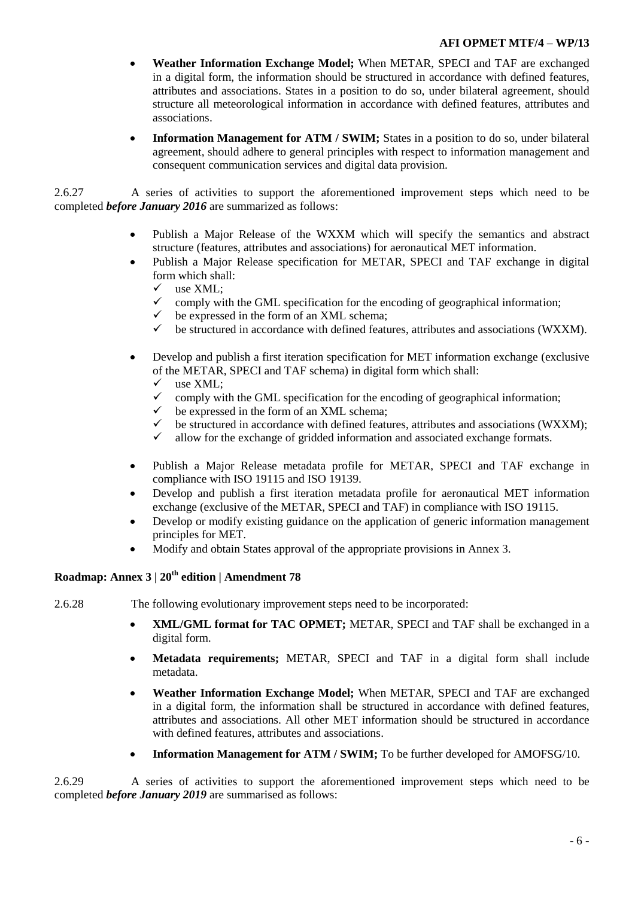- **Weather Information Exchange Model;** When METAR, SPECI and TAF are exchanged in a digital form, the information should be structured in accordance with defined features, attributes and associations. States in a position to do so, under bilateral agreement, should structure all meteorological information in accordance with defined features, attributes and associations.
- **Information Management for ATM / SWIM;** States in a position to do so, under bilateral agreement, should adhere to general principles with respect to information management and consequent communication services and digital data provision.

2.6.27 A series of activities to support the aforementioned improvement steps which need to be completed ***before January 2016*** are summarized as follows:

- Publish a Major Release of the WXXM which will specify the semantics and abstract structure (features, attributes and associations) for aeronautical MET information.
- Publish a Major Release specification for METAR, SPECI and TAF exchange in digital form which shall:
  - ✓ use XML;
  - ✓ comply with the GML specification for the encoding of geographical information;
  - ✓ be expressed in the form of an XML schema;
  - ✓ be structured in accordance with defined features, attributes and associations (WXXM).
- Develop and publish a first iteration specification for MET information exchange (exclusive of the METAR, SPECI and TAF schema) in digital form which shall:
  - ✓ use XML;
  - ✓ comply with the GML specification for the encoding of geographical information;
  - ✓ be expressed in the form of an XML schema;
  - ✓ be structured in accordance with defined features, attributes and associations (WXXM);
  - ✓ allow for the exchange of gridded information and associated exchange formats.
- Publish a Major Release metadata profile for METAR, SPECI and TAF exchange in compliance with ISO 19115 and ISO 19139.
- Develop and publish a first iteration metadata profile for aeronautical MET information exchange (exclusive of the METAR, SPECI and TAF) in compliance with ISO 19115.
- Develop or modify existing guidance on the application of generic information management principles for MET.
- Modify and obtain States approval of the appropriate provisions in Annex 3.

### Roadmap: Annex 3 | 20th edition | Amendment 78

2.6.28 The following evolutionary improvement steps need to be incorporated:

- **XML/GML format for TAC OPMET;** METAR, SPECI and TAF shall be exchanged in a digital form.
- **Metadata requirements;** METAR, SPECI and TAF in a digital form shall include metadata.
- **Weather Information Exchange Model;** When METAR, SPECI and TAF are exchanged in a digital form, the information shall be structured in accordance with defined features, attributes and associations. All other MET information should be structured in accordance with defined features, attributes and associations.
- **Information Management for ATM / SWIM;** To be further developed for AMOFSG/10.

2.6.29 A series of activities to support the aforementioned improvement steps which need to be completed ***before January 2019*** are summarised as follows: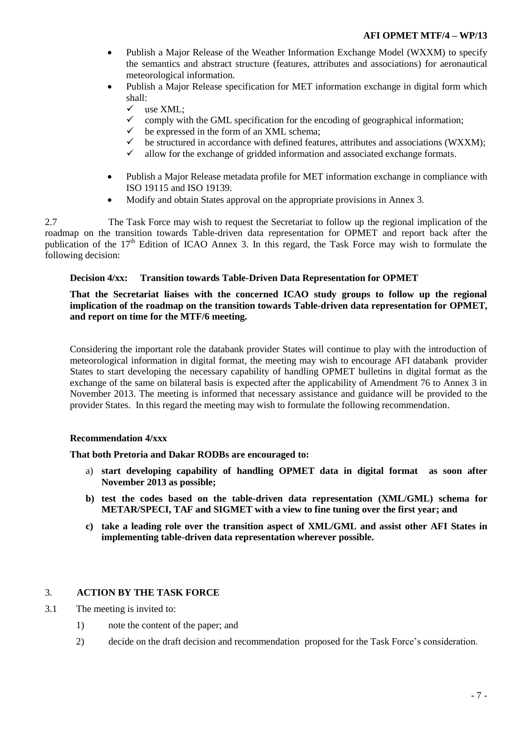- Publish a Major Release of the Weather Information Exchange Model (WXXM) to specify the semantics and abstract structure (features, attributes and associations) for aeronautical meteorological information.
- Publish a Major Release specification for MET information exchange in digital form which shall:
  - ✓ use XML;
  - ✓ comply with the GML specification for the encoding of geographical information;
  - ✓ be expressed in the form of an XML schema;
  - ✓ be structured in accordance with defined features, attributes and associations (WXXM);
  - ✓ allow for the exchange of gridded information and associated exchange formats.
- Publish a Major Release metadata profile for MET information exchange in compliance with ISO 19115 and ISO 19139.
- Modify and obtain States approval on the appropriate provisions in Annex 3.

2.7 The Task Force may wish to request the Secretariat to follow up the regional implication of the roadmap on the transition towards Table-driven data representation for OPMET and report back after the publication of the 17th Edition of ICAO Annex 3. In this regard, the Task Force may wish to formulate the following decision:

**Decision 4/xx: Transition towards Table-Driven Data Representation for OPMET**

**That the Secretariat liaises with the concerned ICAO study groups to follow up the regional implication of the roadmap on the transition towards Table-driven data representation for OPMET, and report on time for the MTF/6 meeting.**

Considering the important role the databank provider States will continue to play with the introduction of meteorological information in digital format, the meeting may wish to encourage AFI databank provider States to start developing the necessary capability of handling OPMET bulletins in digital format as the exchange of the same on bilateral basis is expected after the applicability of Amendment 76 to Annex 3 in November 2013. The meeting is informed that necessary assistance and guidance will be provided to the provider States. In this regard the meeting may wish to formulate the following recommendation.

**Recommendation 4/xxx**

**That both Pretoria and Dakar RODBs are encouraged to:**

a) **start developing capability of handling OPMET data in digital format as soon after November 2013 as possible;**

**b) test the codes based on the table-driven data representation (XML/GML) schema for METAR/SPECI, TAF and SIGMET with a view to fine tuning over the first year; and**

**c) take a leading role over the transition aspect of XML/GML and assist other AFI States in implementing table-driven data representation wherever possible.**

## 3. ACTION BY THE TASK FORCE

3.1 The meeting is invited to:

1) note the content of the paper; and

2) decide on the draft decision and recommendation proposed for the Task Force's consideration.